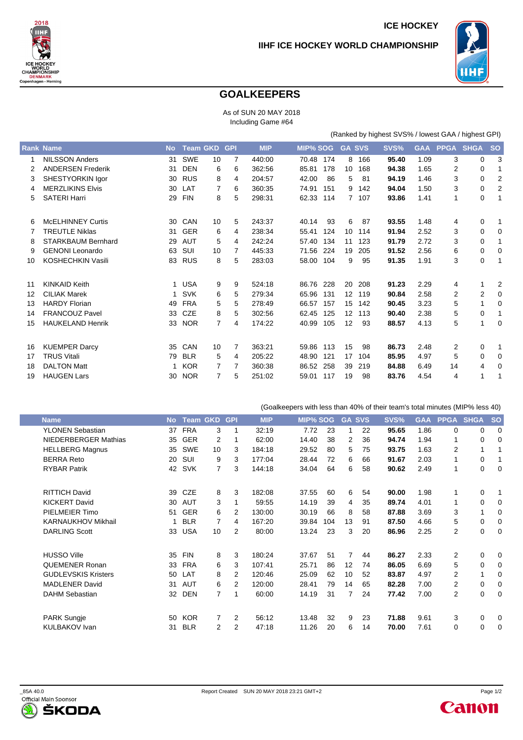ICE HOCKEY

IIHF ICE HOCKEY WORLD CHAMPIONSHIP

# GOALKEEPERS

As of SUN 20 MAY 2018
Including Game #64

(Ranked by highest SVS% / lowest GAA / highest GPI)

| Rank | Name | No | Team | GKD | GPI | MIP | MIP% | SOG | GA | SVS | SVS% | GAA | PPGA | SHGA | SO |
|---|---|---|---|---|---|---|---|---|---|---|---|---|---|---|---|
| 1 | NILSSON Anders | 31 | SWE | 10 | 7 | 440:00 | 70.48 | 174 | 8 | 166 | **95.40** | 1.09 | 3 | 0 | 3 |
| 2 | ANDERSEN Frederik | 31 | DEN | 6 | 6 | 362:56 | 85.81 | 178 | 10 | 168 | **94.38** | 1.65 | 2 | 0 | 1 |
| 3 | SHESTYORKIN Igor | 30 | RUS | 8 | 4 | 204:57 | 42.00 | 86 | 5 | 81 | **94.19** | 1.46 | 3 | 0 | 2 |
| 4 | MERZLIKINS Elvis | 30 | LAT | 7 | 6 | 360:35 | 74.91 | 151 | 9 | 142 | **94.04** | 1.50 | 3 | 0 | 2 |
| 5 | SATERI Harri | 29 | FIN | 8 | 5 | 298:31 | 62.33 | 114 | 7 | 107 | **93.86** | 1.41 | 1 | 0 | 1 |
| 6 | McELHINNEY Curtis | 30 | CAN | 10 | 5 | 243:37 | 40.14 | 93 | 6 | 87 | **93.55** | 1.48 | 4 | 0 | 1 |
| 7 | TREUTLE Niklas | 31 | GER | 6 | 4 | 238:34 | 55.41 | 124 | 10 | 114 | **91.94** | 2.52 | 3 | 0 | 0 |
| 8 | STARKBAUM Bernhard | 29 | AUT | 5 | 4 | 242:24 | 57.40 | 134 | 11 | 123 | **91.79** | 2.72 | 3 | 0 | 1 |
| 9 | GENONI Leonardo | 63 | SUI | 10 | 7 | 445:33 | 71.56 | 224 | 19 | 205 | **91.52** | 2.56 | 6 | 0 | 0 |
| 10 | KOSHECHKIN Vasili | 83 | RUS | 8 | 5 | 283:03 | 58.00 | 104 | 9 | 95 | **91.35** | 1.91 | 3 | 0 | 1 |
| 11 | KINKAID Keith | 1 | USA | 9 | 9 | 524:18 | 86.76 | 228 | 20 | 208 | **91.23** | 2.29 | 4 | 1 | 2 |
| 12 | CILIAK Marek | 1 | SVK | 6 | 5 | 279:34 | 65.96 | 131 | 12 | 119 | **90.84** | 2.58 | 2 | 2 | 0 |
| 13 | HARDY Florian | 49 | FRA | 5 | 5 | 278:49 | 66.57 | 157 | 15 | 142 | **90.45** | 3.23 | 5 | 1 | 0 |
| 14 | FRANCOUZ Pavel | 33 | CZE | 8 | 5 | 302:56 | 62.45 | 125 | 12 | 113 | **90.40** | 2.38 | 5 | 0 | 1 |
| 15 | HAUKELAND Henrik | 33 | NOR | 7 | 4 | 174:22 | 40.99 | 105 | 12 | 93 | **88.57** | 4.13 | 5 | 1 | 0 |
| 16 | KUEMPER Darcy | 35 | CAN | 10 | 7 | 363:21 | 59.86 | 113 | 15 | 98 | **86.73** | 2.48 | 2 | 0 | 1 |
| 17 | TRUS Vitali | 79 | BLR | 5 | 4 | 205:22 | 48.90 | 121 | 17 | 104 | **85.95** | 4.97 | 5 | 0 | 0 |
| 18 | DALTON Matt | 1 | KOR | 7 | 7 | 360:38 | 86.52 | 258 | 39 | 219 | **84.88** | 6.49 | 14 | 4 | 0 |
| 19 | HAUGEN Lars | 30 | NOR | 7 | 5 | 251:02 | 59.01 | 117 | 19 | 98 | **83.76** | 4.54 | 4 | 1 | 1 |

(Goalkeepers with less than 40% of their team's total minutes (MIP% less 40)

| Name | No | Team | GKD | GPI | MIP | MIP% | SOG | GA | SVS | SVS% | GAA | PPGA | SHGA | SO |
|---|---|---|---|---|---|---|---|---|---|---|---|---|---|---|
| YLONEN Sebastian | 37 | FRA | 3 | 1 | 32:19 | 7.72 | 23 | 1 | 22 | **95.65** | 1.86 | 0 | 0 | 0 |
| NIEDERBERGER Mathias | 35 | GER | 2 | 1 | 62:00 | 14.40 | 38 | 2 | 36 | **94.74** | 1.94 | 1 | 0 | 0 |
| HELLBERG Magnus | 35 | SWE | 10 | 3 | 184:18 | 29.52 | 80 | 5 | 75 | **93.75** | 1.63 | 2 | 1 | 1 |
| BERRA Reto | 20 | SUI | 9 | 3 | 177:04 | 28.44 | 72 | 6 | 66 | **91.67** | 2.03 | 1 | 0 | 1 |
| RYBAR Patrik | 42 | SVK | 7 | 3 | 144:18 | 34.04 | 64 | 6 | 58 | **90.62** | 2.49 | 1 | 0 | 0 |
| RITTICH David | 39 | CZE | 8 | 3 | 182:08 | 37.55 | 60 | 6 | 54 | **90.00** | 1.98 | 1 | 0 | 1 |
| KICKERT David | 30 | AUT | 3 | 1 | 59:55 | 14.19 | 39 | 4 | 35 | **89.74** | 4.01 | 1 | 0 | 0 |
| PIELMEIER Timo | 51 | GER | 6 | 2 | 130:00 | 30.19 | 66 | 8 | 58 | **87.88** | 3.69 | 3 | 1 | 0 |
| KARNAUKHOV Mikhail | 1 | BLR | 7 | 4 | 167:20 | 39.84 | 104 | 13 | 91 | **87.50** | 4.66 | 5 | 0 | 0 |
| DARLING Scott | 33 | USA | 10 | 2 | 80:00 | 13.24 | 23 | 3 | 20 | **86.96** | 2.25 | 2 | 0 | 0 |
| HUSSO Ville | 35 | FIN | 8 | 3 | 180:24 | 37.67 | 51 | 7 | 44 | **86.27** | 2.33 | 2 | 0 | 0 |
| QUEMENER Ronan | 33 | FRA | 6 | 3 | 107:41 | 25.71 | 86 | 12 | 74 | **86.05** | 6.69 | 5 | 0 | 0 |
| GUDLEVSKIS Kristers | 50 | LAT | 8 | 2 | 120:46 | 25.09 | 62 | 10 | 52 | **83.87** | 4.97 | 2 | 1 | 0 |
| MADLENER David | 31 | AUT | 6 | 2 | 120:00 | 28.41 | 79 | 14 | 65 | **82.28** | 7.00 | 2 | 0 | 0 |
| DAHM Sebastian | 32 | DEN | 7 | 1 | 60:00 | 14.19 | 31 | 7 | 24 | **77.42** | 7.00 | 2 | 0 | 0 |
| PARK Sungje | 50 | KOR | 7 | 2 | 56:12 | 13.48 | 32 | 9 | 23 | **71.88** | 9.61 | 3 | 0 | 0 |
| KULBAKOV Ivan | 31 | BLR | 2 | 2 | 47:18 | 11.26 | 20 | 6 | 14 | **70.00** | 7.61 | 0 | 0 | 0 |

_85A 40.0 Report Created SUN 20 MAY 2018 23:21 GMT+2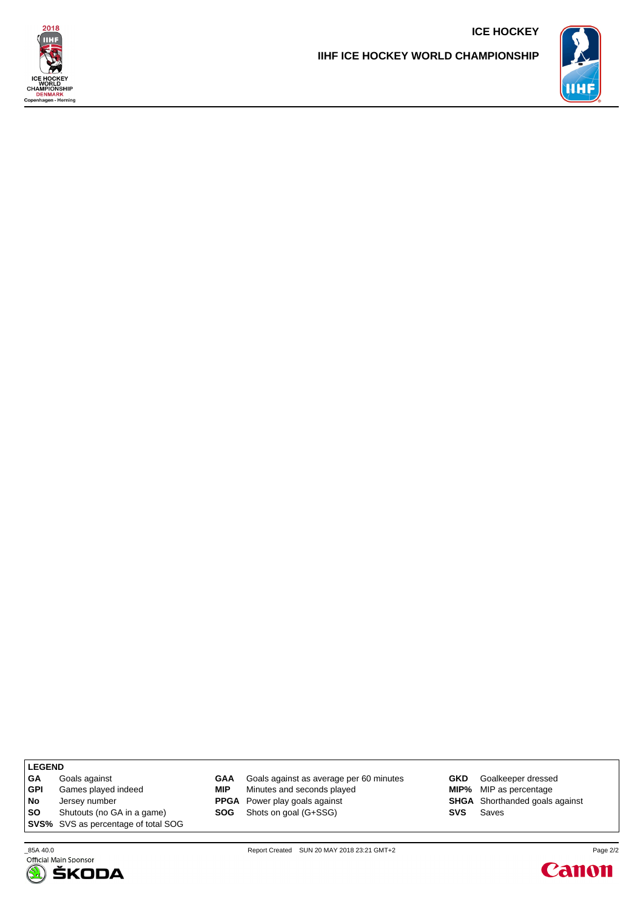## LEGEND

| | | | | | |
|---|---|---|---|---|---|
| **GA** | Goals against | **GAA** | Goals against as average per 60 minutes | **GKD** | Goalkeeper dressed |
| **GPI** | Games played indeed | **MIP** | Minutes and seconds played | **MIP%** | MIP as percentage |
| **No** | Jersey number | **PPGA** | Power play goals against | **SHGA** | Shorthanded goals against |
| **SO** | Shutouts (no GA in a game) | **SOG** | Shots on goal (G+SSG) | **SVS** | Saves |
| **SVS%** | SVS as percentage of total SOG | | | | |

_85A 40.0

Report Created SUN 20 MAY 2018 23:21 GMT+2